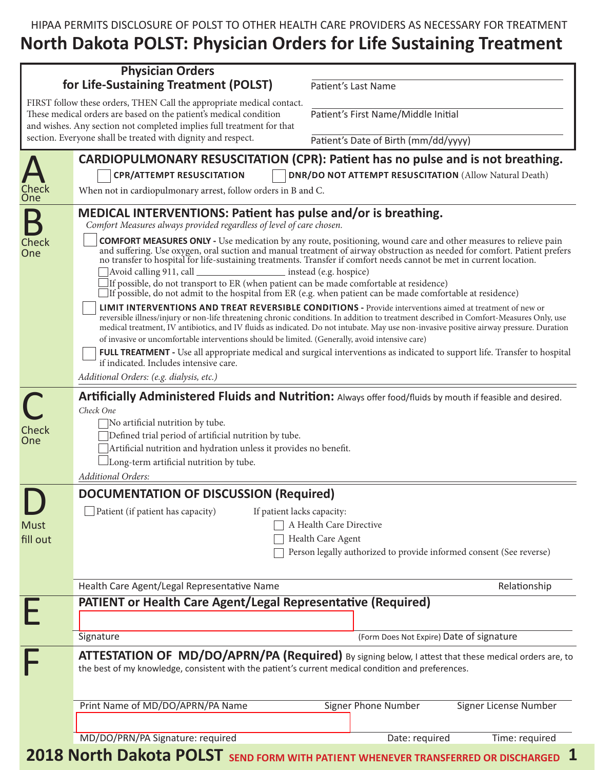HIPAA PERMITS DISCLOSURE OF POLST TO OTHER HEALTH CARE PROVIDERS AS NECESSARY FOR TREATMENT

# North Dakota POLST: Physician Orders for Life Sustaining Treatment

## Physician Orders for Life-Sustaining Treatment (POLST)

FIRST follow these orders, THEN Call the appropriate medical contact. These medical orders are based on the patient's medical condition and wishes. Any section not completed implies full treatment for that section. Everyone shall be treated with dignity and respect.

Patient's Last Name

Patient's First Name/Middle Initial

Patient's Date of Birth (mm/dd/yyyy)

## A — Check One

**CARDIOPULMONARY RESUSCITATION (CPR): Patient has no pulse and is not breathing.**

☐ **CPR/ATTEMPT RESUSCITATION** ☐ **DNR/DO NOT ATTEMPT RESUSCITATION** (Allow Natural Death)

When not in cardiopulmonary arrest, follow orders in B and C.

## B — Check One

**MEDICAL INTERVENTIONS: Patient has pulse and/or is breathing.**

*Comfort Measures always provided regardless of level of care chosen.*

☐ **COMFORT MEASURES ONLY -** Use medication by any route, positioning, wound care and other measures to relieve pain and suffering. Use oxygen, oral suction and manual treatment of airway obstruction as needed for comfort. Patient prefers no transfer to hospital for life-sustaining treatments. Transfer if comfort needs cannot be met in current location.

- ☐ Avoid calling 911, call ________________ instead (e.g. hospice)
- ☐ If possible, do not transport to ER (when patient can be made comfortable at residence)
- ☐ If possible, do not admit to the hospital from ER (e.g. when patient can be made comfortable at residence)

☐ **LIMIT INTERVENTIONS AND TREAT REVERSIBLE CONDITIONS -** Provide interventions aimed at treatment of new or reversible illness/injury or non-life threatening chronic conditions. In addition to treatment described in Comfort-Measures Only, use medical treatment, IV antibiotics, and IV fluids as indicated. Do not intubate. May use non-invasive positive airway pressure. Duration of invasive or uncomfortable interventions should be limited. (Generally, avoid intensive care)

☐ **FULL TREATMENT -** Use all appropriate medical and surgical interventions as indicated to support life. Transfer to hospital if indicated. Includes intensive care.

*Additional Orders: (e.g. dialysis, etc.)*

## C — Check One

**Artificially Administered Fluids and Nutrition:** Always offer food/fluids by mouth if feasible and desired.

*Check One*

- ☐ No artificial nutrition by tube.
- ☐ Defined trial period of artificial nutrition by tube.
- ☐ Artificial nutrition and hydration unless it provides no benefit.
- ☐ Long-term artificial nutrition by tube.

*Additional Orders:*

## D — Must fill out

**DOCUMENTATION OF DISCUSSION (Required)**

☐ Patient (if patient has capacity)

If patient lacks capacity:

- ☐ A Health Care Directive
- ☐ Health Care Agent
- ☐ Person legally authorized to provide informed consent (See reverse)

Health Care Agent/Legal Representative Name | Relationship

## E

**PATIENT or Health Care Agent/Legal Representative (Required)**

Signature | (Form Does Not Expire) Date of signature

## F

**ATTESTATION OF MD/DO/APRN/PA (Required)** By signing below, I attest that these medical orders are, to the best of my knowledge, consistent with the patient's current medical condition and preferences.

Print Name of MD/DO/APRN/PA Name | Signer Phone Number | Signer License Number

MD/DO/PRN/PA Signature: required | Date: required | Time: required

**2018 North Dakota POLST** SEND FORM WITH PATIENT WHENEVER TRANSFERRED OR DISCHARGED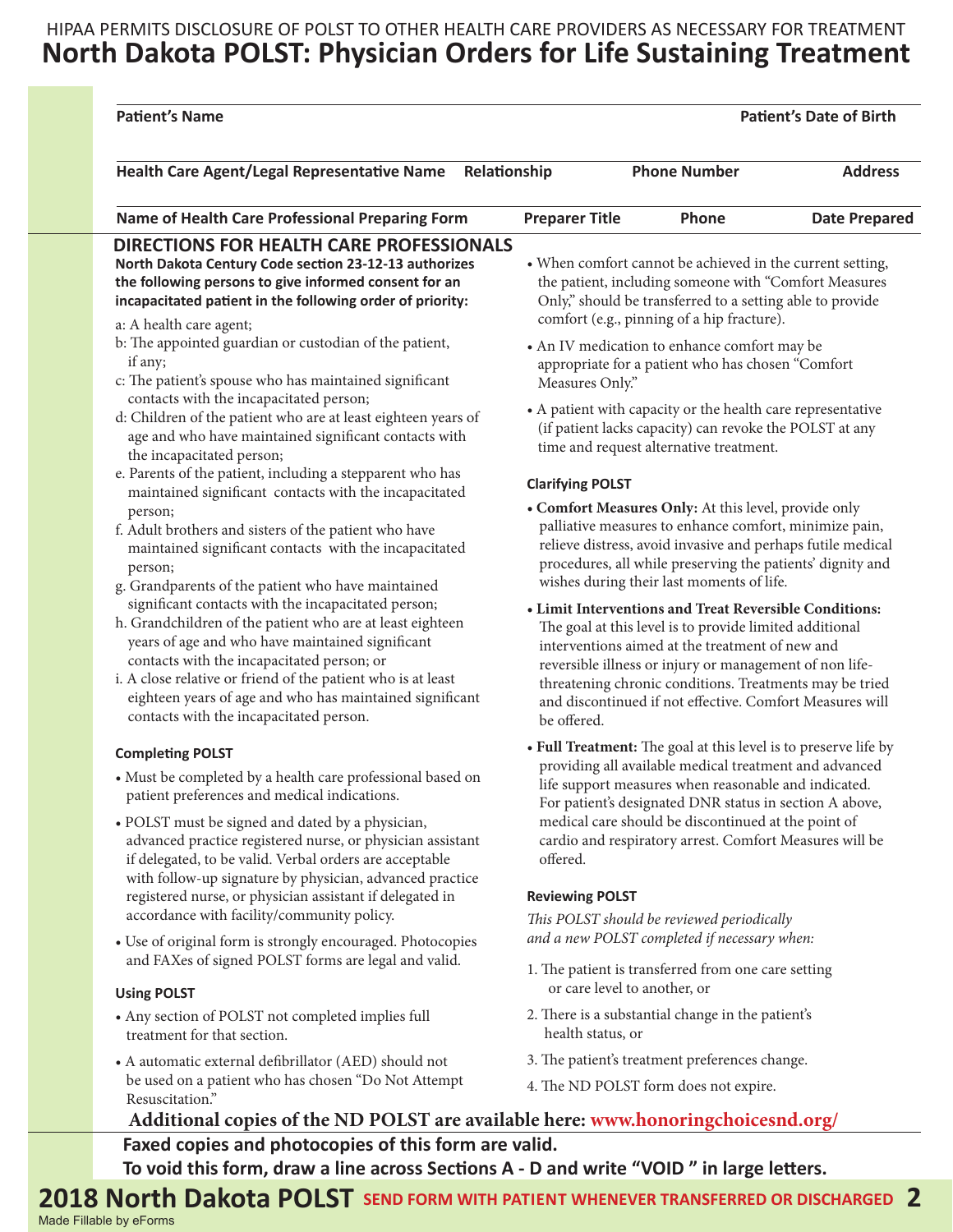HIPAA PERMITS DISCLOSURE OF POLST TO OTHER HEALTH CARE PROVIDERS AS NECESSARY FOR TREATMENT

# North Dakota POLST: Physician Orders for Life Sustaining Treatment

| Patient's Name | | | Patient's Date of Birth |
|---|---|---|---|
| **Health Care Agent/Legal Representative Name** | **Relationship** | **Phone Number** | **Address** |
| **Name of Health Care Professional Preparing Form** | **Preparer Title** | **Phone** | **Date Prepared** |

## DIRECTIONS FOR HEALTH CARE PROFESSIONALS

**North Dakota Century Code section 23-12-13 authorizes the following persons to give informed consent for an incapacitated patient in the following order of priority:**

a: A health care agent;
b: The appointed guardian or custodian of the patient, if any;
c: The patient's spouse who has maintained significant contacts with the incapacitated person;
d: Children of the patient who are at least eighteen years of age and who have maintained significant contacts with the incapacitated person;
e. Parents of the patient, including a stepparent who has maintained significant contacts with the incapacitated person;
f. Adult brothers and sisters of the patient who have maintained significant contacts with the incapacitated person;
g. Grandparents of the patient who have maintained significant contacts with the incapacitated person;
h. Grandchildren of the patient who are at least eighteen years of age and who have maintained significant contacts with the incapacitated person; or
i. A close relative or friend of the patient who is at least eighteen years of age and who has maintained significant contacts with the incapacitated person.

### Completing POLST

- Must be completed by a health care professional based on patient preferences and medical indications.
- POLST must be signed and dated by a physician, advanced practice registered nurse, or physician assistant if delegated, to be valid. Verbal orders are acceptable with follow-up signature by physician, advanced practice registered nurse, or physician assistant if delegated in accordance with facility/community policy.
- Use of original form is strongly encouraged. Photocopies and FAXes of signed POLST forms are legal and valid.

### Using POLST

- Any section of POLST not completed implies full treatment for that section.
- A automatic external defibrillator (AED) should not be used on a patient who has chosen "Do Not Attempt Resuscitation."
- When comfort cannot be achieved in the current setting, the patient, including someone with "Comfort Measures Only," should be transferred to a setting able to provide comfort (e.g., pinning of a hip fracture).
- An IV medication to enhance comfort may be appropriate for a patient who has chosen "Comfort Measures Only."
- A patient with capacity or the health care representative (if patient lacks capacity) can revoke the POLST at any time and request alternative treatment.

### Clarifying POLST

- **Comfort Measures Only:** At this level, provide only palliative measures to enhance comfort, minimize pain, relieve distress, avoid invasive and perhaps futile medical procedures, all while preserving the patients' dignity and wishes during their last moments of life.
- **Limit Interventions and Treat Reversible Conditions:** The goal at this level is to provide limited additional interventions aimed at the treatment of new and reversible illness or injury or management of non life-threatening chronic conditions. Treatments may be tried and discontinued if not effective. Comfort Measures will be offered.
- **Full Treatment:** The goal at this level is to preserve life by providing all available medical treatment and advanced life support measures when reasonable and indicated. For patient's designated DNR status in section A above, medical care should be discontinued at the point of cardio and respiratory arrest. Comfort Measures will be offered.

### Reviewing POLST

*This POLST should be reviewed periodically and a new POLST completed if necessary when:*

1. The patient is transferred from one care setting or care level to another, or
2. There is a substantial change in the patient's health status, or
3. The patient's treatment preferences change.
4. The ND POLST form does not expire.

**Additional copies of the ND POLST are available here: www.honoringchoicesnd.org/**

**Faxed copies and photocopies of this form are valid.**
**To void this form, draw a line across Sections A - D and write "VOID " in large letters.**

**2018 North Dakota POLST** SEND FORM WITH PATIENT WHENEVER TRANSFERRED OR DISCHARGED